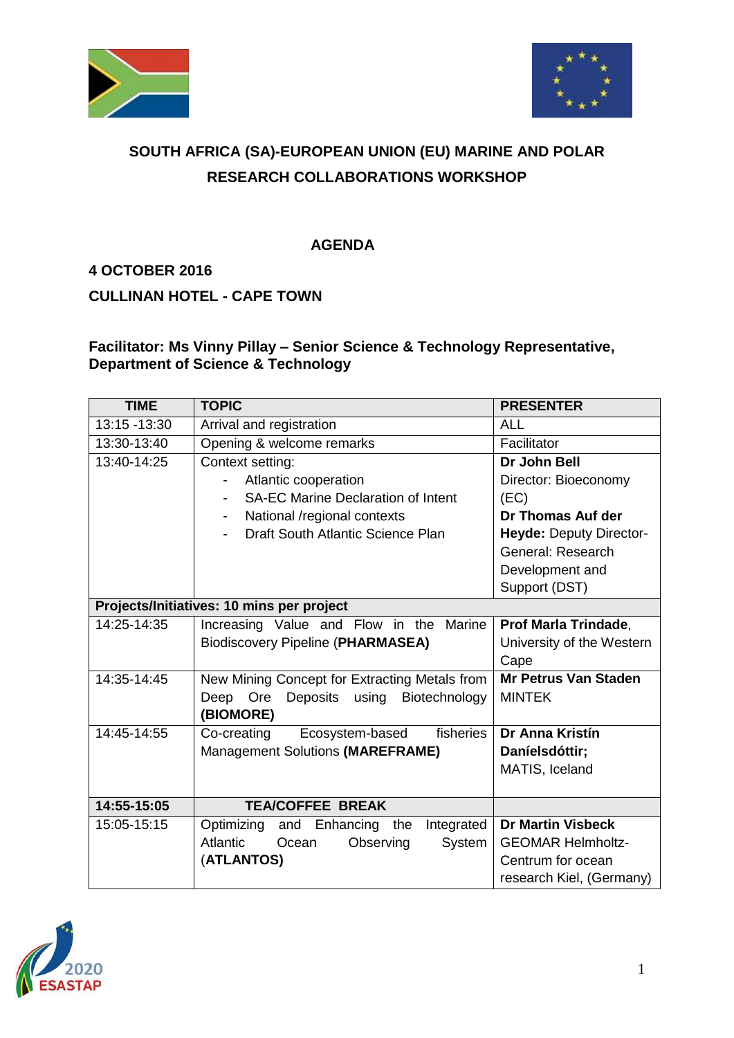# SOUTH AFRICA (SA)-EUROPEAN UNION (EU) MARINE AND POLAR RESEARCH COLLABORATIONS WORKSHOP

## AGENDA

**4 OCTOBER 2016**

**CULLINAN HOTEL - CAPE TOWN**

**Facilitator: Ms Vinny Pillay – Senior Science & Technology Representative, Department of Science & Technology**

| TIME | TOPIC | PRESENTER |
|---|---|---|
| 13:15 -13:30 | Arrival and registration | ALL |
| 13:30-13:40 | Opening & welcome remarks | Facilitator |
| 13:40-14:25 | Context setting:<br>- Atlantic cooperation<br>- SA-EC Marine Declaration of Intent<br>- National /regional contexts<br>- Draft South Atlantic Science Plan | **Dr John Bell** Director: Bioeconomy (EC)<br>**Dr Thomas Auf der Heyde:** Deputy Director-General: Research Development and Support (DST) |
| **Projects/Initiatives: 10 mins per project** | | |
| 14:25-14:35 | Increasing Value and Flow in the Marine Biodiscovery Pipeline (**PHARMASEA)** | **Prof Marla Trindade**, University of the Western Cape |
| 14:35-14:45 | New Mining Concept for Extracting Metals from Deep Ore Deposits using Biotechnology **(BIOMORE)** | **Mr Petrus Van Staden** MINTEK |
| 14:45-14:55 | Co-creating Ecosystem-based fisheries Management Solutions **(MAREFRAME)** | **Dr Anna Kristín Daníelsdóttir;** MATIS, Iceland |
| **14:55-15:05** | **TEA/COFFEE BREAK** | |
| 15:05-15:15 | Optimizing and Enhancing the Integrated Atlantic Ocean Observing System (**ATLANTOS)** | **Dr Martin Visbeck** GEOMAR Helmholtz-Centrum for ocean research Kiel, (Germany) |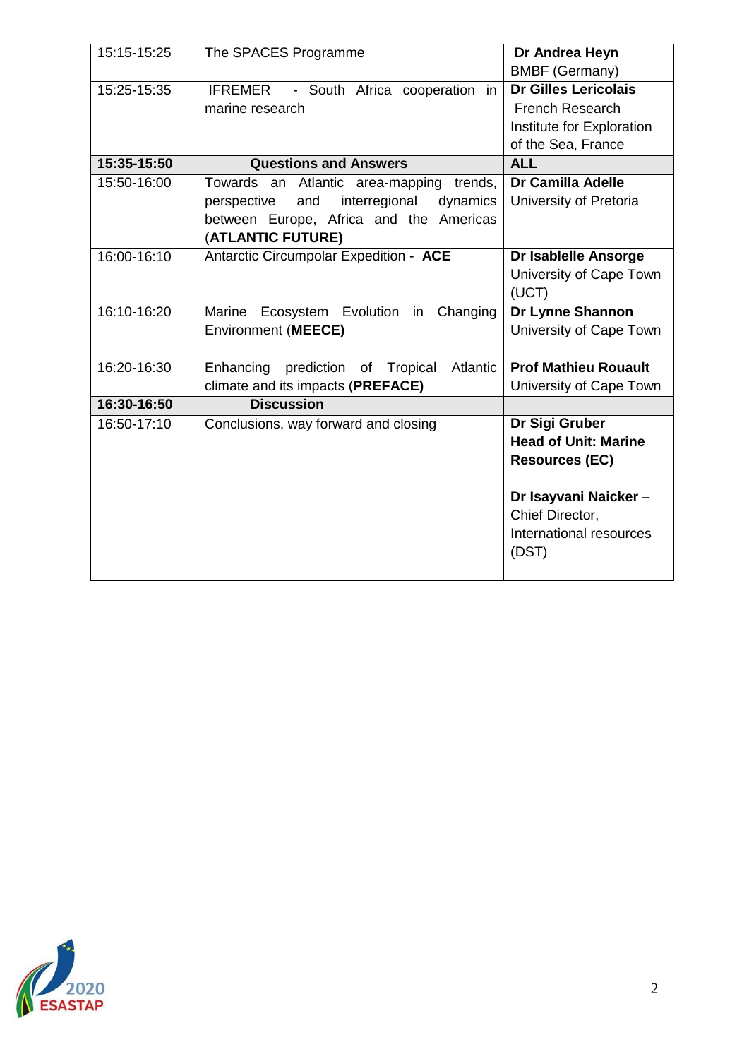| | | |
|---|---|---|
| 15:15-15:25 | The SPACES Programme | **Dr Andrea Heyn** BMBF (Germany) |
| 15:25-15:35 | IFREMER - South Africa cooperation in marine research | **Dr Gilles Lericolais** French Research Institute for Exploration of the Sea, France |
| **15:35-15:50** | **Questions and Answers** | **ALL** |
| 15:50-16:00 | Towards an Atlantic area-mapping trends, perspective and interregional dynamics between Europe, Africa and the Americas (**ATLANTIC FUTURE**) | **Dr Camilla Adelle** University of Pretoria |
| 16:00-16:10 | Antarctic Circumpolar Expedition - **ACE** | **Dr Isablelle Ansorge** University of Cape Town (UCT) |
| 16:10-16:20 | Marine Ecosystem Evolution in Changing Environment (**MEECE)** | **Dr Lynne Shannon** University of Cape Town |
| 16:20-16:30 | Enhancing prediction of Tropical Atlantic climate and its impacts (**PREFACE)** | **Prof Mathieu Rouault** University of Cape Town |
| **16:30-16:50** | **Discussion** | |
| 16:50-17:10 | Conclusions, way forward and closing | **Dr Sigi Gruber Head of Unit: Marine Resources (EC)**<br><br>**Dr Isayvani Naicker** – Chief Director, International resources (DST) |